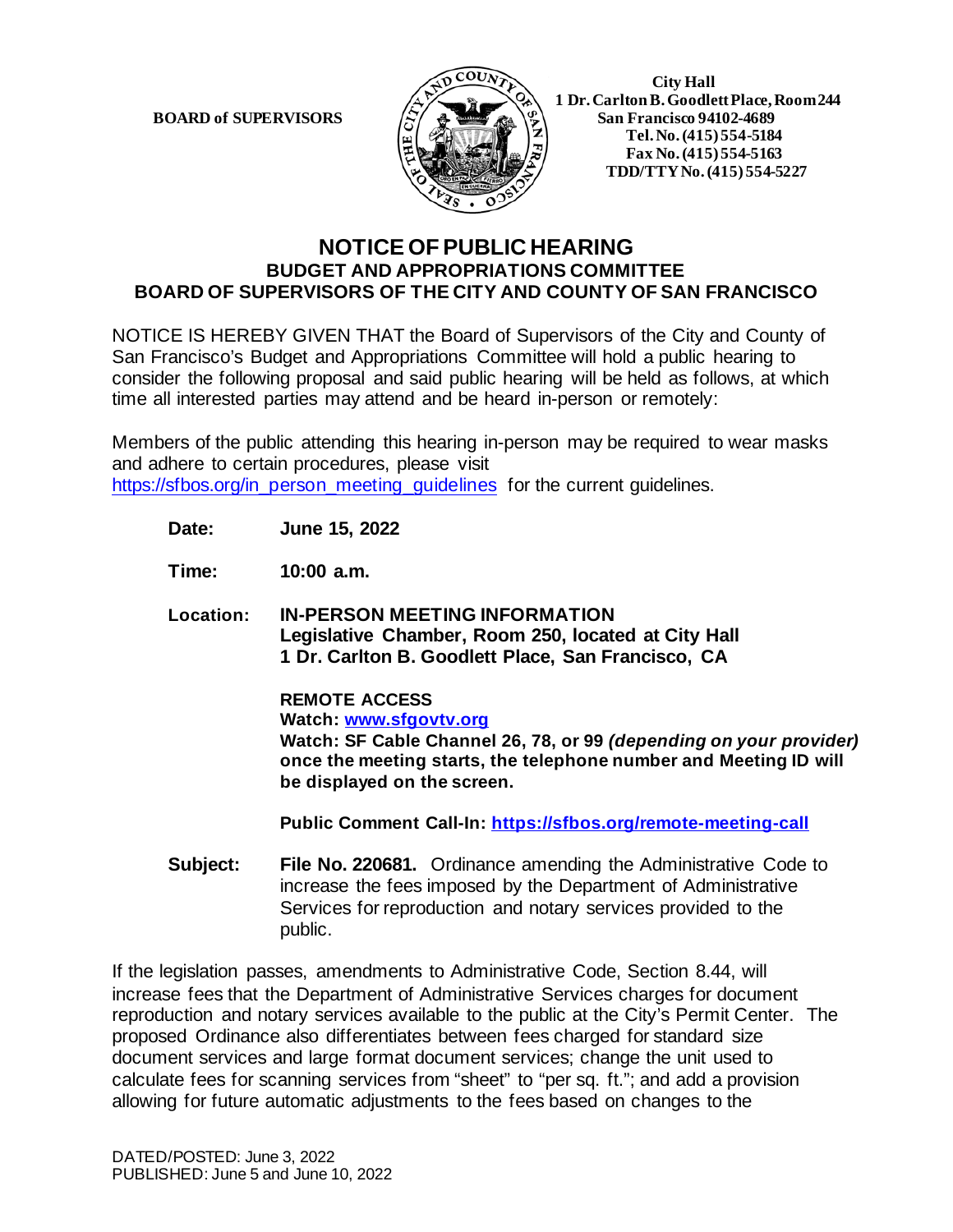**BOARD of SUPERVISORS**

**City Hall**
**1 Dr. Carlton B. Goodlett Place, Room 244**
**San Francisco 94102-4689**
**Tel. No. (415) 554-5184**
**Fax No. (415) 554-5163**
**TDD/TTY No. (415) 554-5227**

# NOTICE OF PUBLIC HEARING
## BUDGET AND APPROPRIATIONS COMMITTEE
## BOARD OF SUPERVISORS OF THE CITY AND COUNTY OF SAN FRANCISCO

NOTICE IS HEREBY GIVEN THAT the Board of Supervisors of the City and County of San Francisco's Budget and Appropriations Committee will hold a public hearing to consider the following proposal and said public hearing will be held as follows, at which time all interested parties may attend and be heard in-person or remotely:

Members of the public attending this hearing in-person may be required to wear masks and adhere to certain procedures, please visit https://sfbos.org/in_person_meeting_guidelines for the current guidelines.

**Date:** **June 15, 2022**

**Time:** **10:00 a.m.**

**Location:** **IN-PERSON MEETING INFORMATION**
**Legislative Chamber, Room 250, located at City Hall**
**1 Dr. Carlton B. Goodlett Place, San Francisco, CA**

**REMOTE ACCESS**
**Watch: www.sfgovtv.org**
**Watch: SF Cable Channel 26, 78, or 99 *(depending on your provider)* once the meeting starts, the telephone number and Meeting ID will be displayed on the screen.**

**Public Comment Call-In: https://sfbos.org/remote-meeting-call**

**Subject:** **File No. 220681.** Ordinance amending the Administrative Code to increase the fees imposed by the Department of Administrative Services for reproduction and notary services provided to the public.

If the legislation passes, amendments to Administrative Code, Section 8.44, will increase fees that the Department of Administrative Services charges for document reproduction and notary services available to the public at the City's Permit Center. The proposed Ordinance also differentiates between fees charged for standard size document services and large format document services; change the unit used to calculate fees for scanning services from "sheet" to "per sq. ft."; and add a provision allowing for future automatic adjustments to the fees based on changes to the

DATED/POSTED: June 3, 2022
PUBLISHED: June 5 and June 10, 2022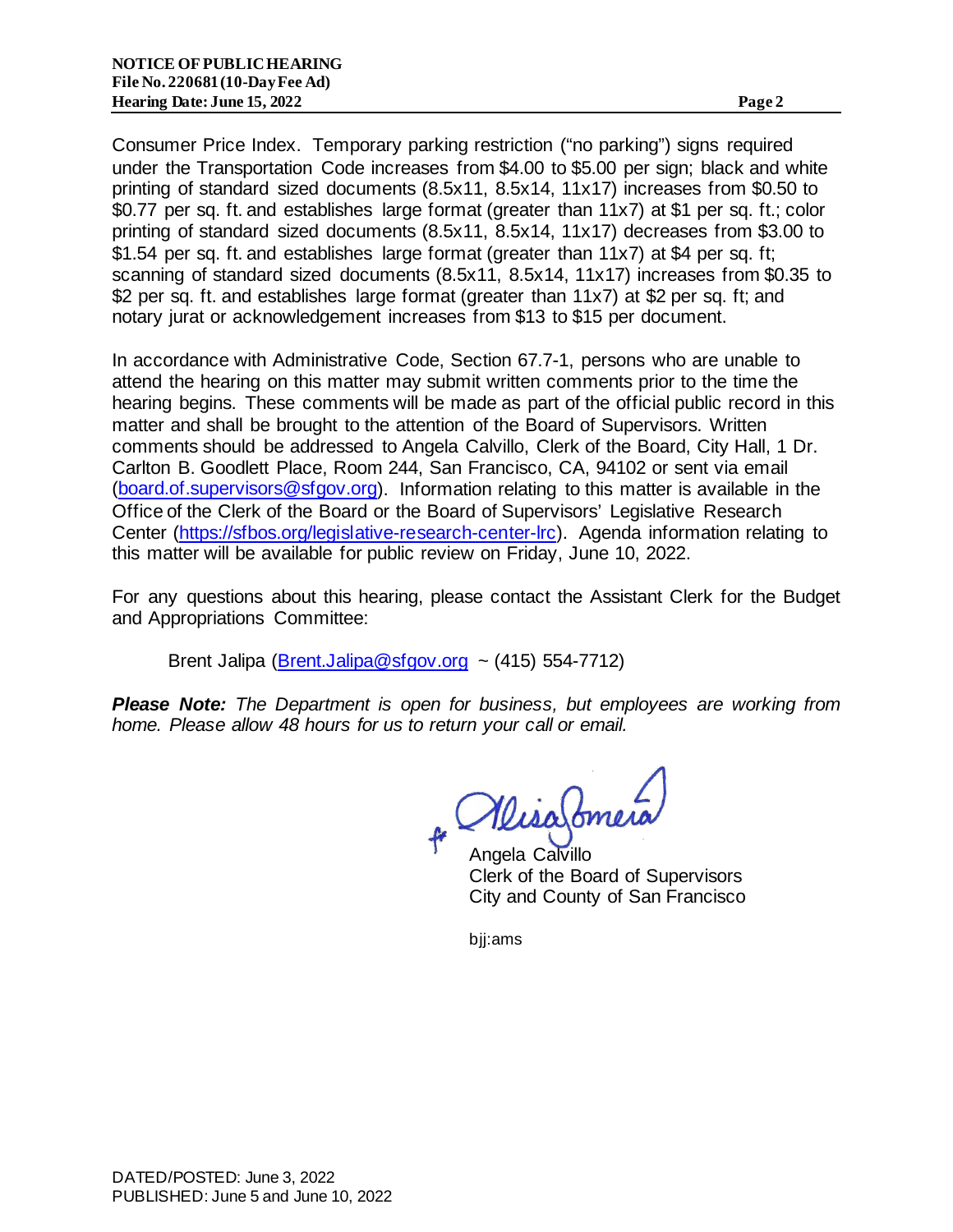Consumer Price Index. Temporary parking restriction ("no parking") signs required under the Transportation Code increases from $4.00 to $5.00 per sign; black and white printing of standard sized documents (8.5x11, 8.5x14, 11x17) increases from $0.50 to $0.77 per sq. ft. and establishes large format (greater than 11x7) at $1 per sq. ft.; color printing of standard sized documents (8.5x11, 8.5x14, 11x17) decreases from $3.00 to $1.54 per sq. ft. and establishes large format (greater than 11x7) at $4 per sq. ft; scanning of standard sized documents (8.5x11, 8.5x14, 11x17) increases from $0.35 to $2 per sq. ft. and establishes large format (greater than 11x7) at $2 per sq. ft; and notary jurat or acknowledgement increases from $13 to $15 per document.

In accordance with Administrative Code, Section 67.7-1, persons who are unable to attend the hearing on this matter may submit written comments prior to the time the hearing begins. These comments will be made as part of the official public record in this matter and shall be brought to the attention of the Board of Supervisors. Written comments should be addressed to Angela Calvillo, Clerk of the Board, City Hall, 1 Dr. Carlton B. Goodlett Place, Room 244, San Francisco, CA, 94102 or sent via email (board.of.supervisors@sfgov.org). Information relating to this matter is available in the Office of the Clerk of the Board or the Board of Supervisors' Legislative Research Center (https://sfbos.org/legislative-research-center-lrc). Agenda information relating to this matter will be available for public review on Friday, June 10, 2022.

For any questions about this hearing, please contact the Assistant Clerk for the Budget and Appropriations Committee:

Brent Jalipa (Brent.Jalipa@sfgov.org ~ (415) 554-7712)

***Please Note:*** *The Department is open for business, but employees are working from home. Please allow 48 hours for us to return your call or email.*

for Alisa Somera

Angela Calvillo
Clerk of the Board of Supervisors
City and County of San Francisco

bjj:ams

DATED/POSTED: June 3, 2022
PUBLISHED: June 5 and June 10, 2022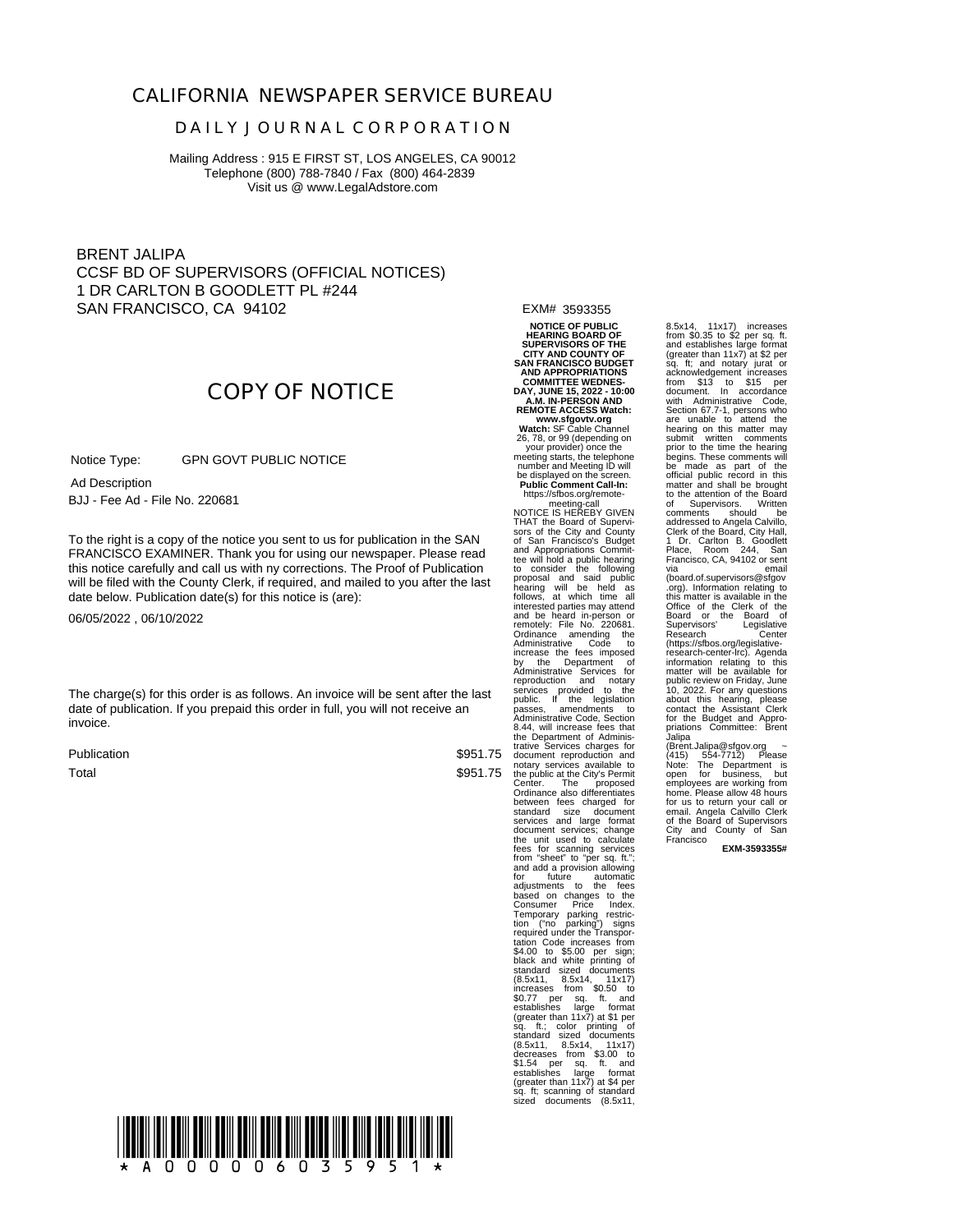# CALIFORNIA NEWSPAPER SERVICE BUREAU

## DAILY JOURNAL CORPORATION

Mailing Address : 915 E FIRST ST, LOS ANGELES, CA 90012
Telephone (800) 788-7840 / Fax (800) 464-2839
Visit us @ www.LegalAdstore.com

BRENT JALIPA
CCSF BD OF SUPERVISORS (OFFICIAL NOTICES)
1 DR CARLTON B GOODLETT PL #244
SAN FRANCISCO, CA 94102

EXM# 3593355

## COPY OF NOTICE

Notice Type: GPN GOVT PUBLIC NOTICE

Ad Description

BJJ - Fee Ad - File No. 220681

To the right is a copy of the notice you sent to us for publication in the SAN FRANCISCO EXAMINER. Thank you for using our newspaper. Please read this notice carefully and call us with ny corrections. The Proof of Publication will be filed with the County Clerk, if required, and mailed to you after the last date below. Publication date(s) for this notice is (are):

06/05/2022 , 06/10/2022

The charge(s) for this order is as follows. An invoice will be sent after the last date of publication. If you prepaid this order in full, you will not receive an invoice.

| | |
|---|---|
| Publication | $951.75 |
| Total | $951.75 |

**NOTICE OF PUBLIC HEARING BOARD OF SUPERVISORS OF THE CITY AND COUNTY OF SAN FRANCISCO BUDGET AND APPROPRIATIONS COMMITTEE WEDNESDAY, JUNE 15, 2022 - 10:00 A.M. IN-PERSON AND REMOTE ACCESS Watch: www.sfgovtv.org**
**Watch:** SF Cable Channel 26, 78, or 99 (depending on your provider) once the meeting starts, the telephone number and Meeting ID will be displayed on the screen.
**Public Comment Call-In:** https://sfbos.org/remote-meeting-call

NOTICE IS HEREBY GIVEN THAT the Board of Supervisors of the City and County of San Francisco's Budget and Appropriations Committee will hold a public hearing to consider the following proposal and said public hearing will be held as follows, at which time all interested parties may attend and be heard in-person or remotely: File No. 220681. Ordinance amending the Administrative Code to increase the fees imposed by the Department of Administrative Services for reproduction and notary services provided to the public. If the legislation passes, amendments to Administrative Code, Section 8.44, will increase fees that the Department of Administrative Services charges for document reproduction and notary services available to the public at the City's Permit Center. The proposed Ordinance also differentiates between fees charged for standard size document services and large format document services; change the unit used to calculate fees for scanning services from "sheet" to "per sq. ft."; and add a provision allowing for future automatic adjustments to the fees based on changes to the Consumer Price Index. Temporary parking restriction ("no parking") signs required under the Transportation Code increases from $4.00 to $5.00 per sign; black and white printing of standard sized documents (8.5x11, 8.5x14, 11x17) increases from $0.50 to $0.77 per sq. ft. and establishes large format (greater than 11x7) at $1 per sq. ft.; color printing of standard sized documents (8.5x11, 8.5x14, 11x17) decreases from $3.00 to $1.54 per sq. ft. and establishes large format (greater than 11x7) at $4 per sq. ft; scanning of standard sized documents (8.5x11, 8.5x14, 11x17) increases from $0.35 to $2 per sq. ft. and establishes large format (greater than 11x7) at $2 per sq. ft; and notary jurat or acknowledgement increases from $13 to $15 per document. In accordance with Administrative Code, Section 67.7-1, persons who are unable to attend the hearing on this matter may submit written comments prior to the time the hearing begins. These comments will be made as part of the official public record in this matter and shall be brought to the attention of the Board of Supervisors. Written comments should be addressed to Angela Calvillo, Clerk of the Board, City Hall, 1 Dr. Carlton B. Goodlett Place, Room 244, San Francisco, CA, 94102 or sent via email (board.of.supervisors@sfgov.org). Information relating to this matter is available in the Office of the Clerk of the Board or the Board of Supervisors' Legislative Research Center (https://sfbos.org/legislative-research-center-lrc). Agenda information relating to this matter will be available for public review on Friday, June 10, 2022. For any questions about this hearing, please contact the Assistant Clerk for the Budget and Appropriations Committee: Brent Jalipa (Brent.Jalipa@sfgov.org ~ (415) 554-7712) Please Note: The Department is open for business, but employees are working from home. Please allow 48 hours for us to return your call or email. Angela Calvillo Clerk of the Board of Supervisors City and County of San Francisco

**EXM-3593355#**

\* A 0 0 0 0 0 6 0 3 5 9 5 1 \*